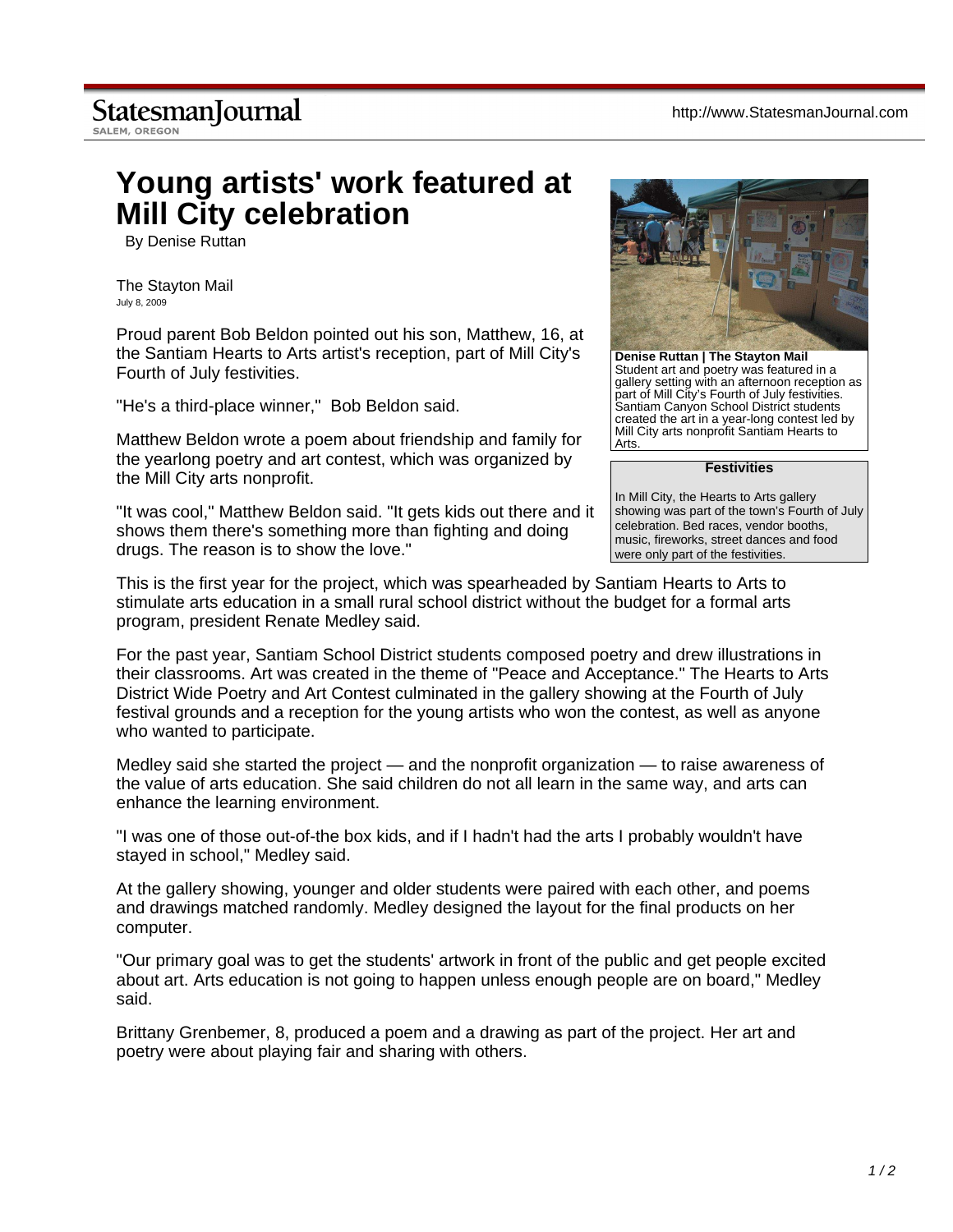# Young artists' work featured at Mill City celebration

By Denise Ruttan

The Stayton Mail
July 8, 2009

Proud parent Bob Beldon pointed out his son, Matthew, 16, at the Santiam Hearts to Arts artist's reception, part of Mill City's Fourth of July festivities.

"He's a third-place winner," Bob Beldon said.

Matthew Beldon wrote a poem about friendship and family for the yearlong poetry and art contest, which was organized by the Mill City arts nonprofit.

"It was cool," Matthew Beldon said. "It gets kids out there and it shows them there's something more than fighting and doing drugs. The reason is to show the love."

**Denise Ruttan | The Stayton Mail**
Student art and poetry was featured in a gallery setting with an afternoon reception as part of Mill City's Fourth of July festivities. Santiam Canyon School District students created the art in a year-long contest led by Mill City arts nonprofit Santiam Hearts to Arts.

**Festivities**

In Mill City, the Hearts to Arts gallery showing was part of the town's Fourth of July celebration. Bed races, vendor booths, music, fireworks, street dances and food were only part of the festivities.

This is the first year for the project, which was spearheaded by Santiam Hearts to Arts to stimulate arts education in a small rural school district without the budget for a formal arts program, president Renate Medley said.

For the past year, Santiam School District students composed poetry and drew illustrations in their classrooms. Art was created in the theme of "Peace and Acceptance." The Hearts to Arts District Wide Poetry and Art Contest culminated in the gallery showing at the Fourth of July festival grounds and a reception for the young artists who won the contest, as well as anyone who wanted to participate.

Medley said she started the project — and the nonprofit organization — to raise awareness of the value of arts education. She said children do not all learn in the same way, and arts can enhance the learning environment.

"I was one of those out-of-the box kids, and if I hadn't had the arts I probably wouldn't have stayed in school," Medley said.

At the gallery showing, younger and older students were paired with each other, and poems and drawings matched randomly. Medley designed the layout for the final products on her computer.

"Our primary goal was to get the students' artwork in front of the public and get people excited about art. Arts education is not going to happen unless enough people are on board," Medley said.

Brittany Grenbemer, 8, produced a poem and a drawing as part of the project. Her art and poetry were about playing fair and sharing with others.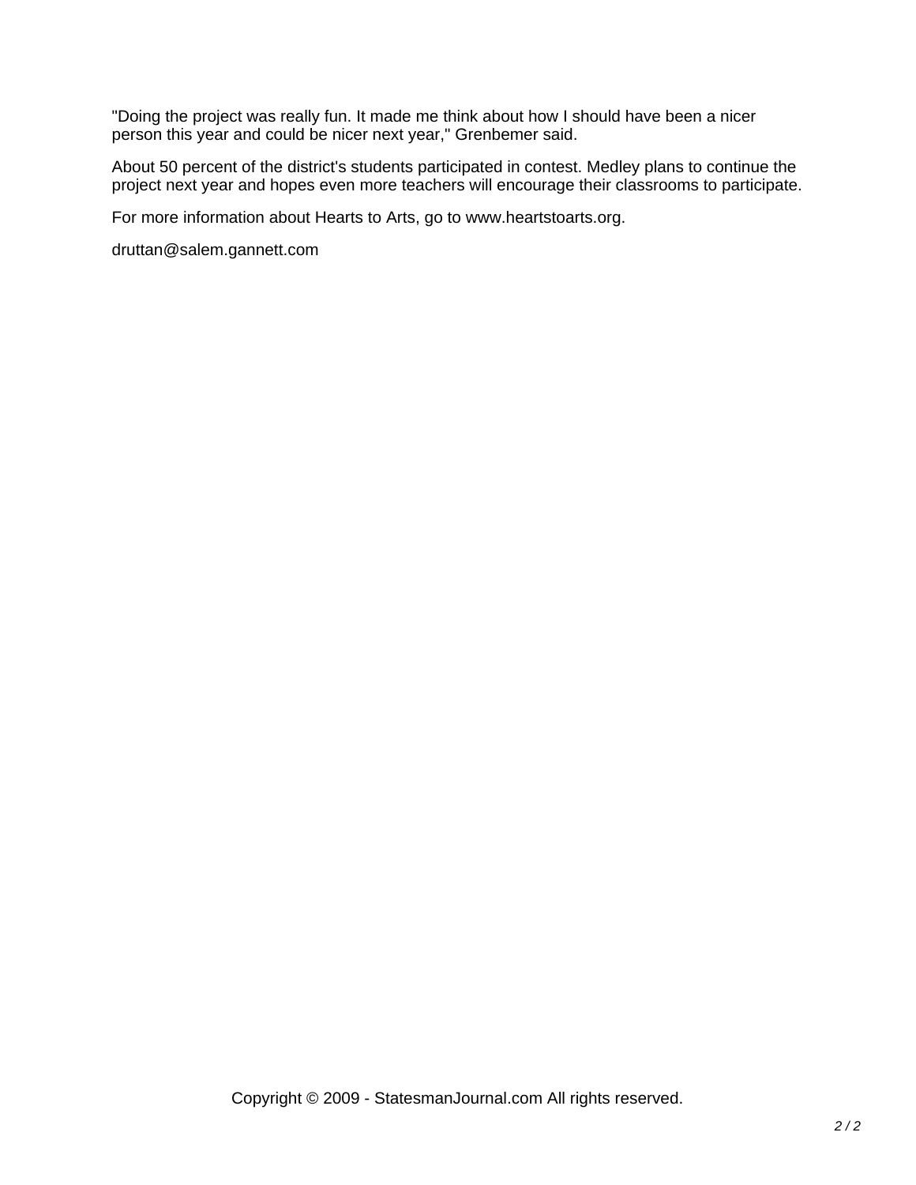"Doing the project was really fun. It made me think about how I should have been a nicer person this year and could be nicer next year," Grenbemer said.

About 50 percent of the district's students participated in contest. Medley plans to continue the project next year and hopes even more teachers will encourage their classrooms to participate.

For more information about Hearts to Arts, go to www.heartstoarts.org.

druttan@salem.gannett.com

Copyright © 2009 - StatesmanJournal.com All rights reserved.